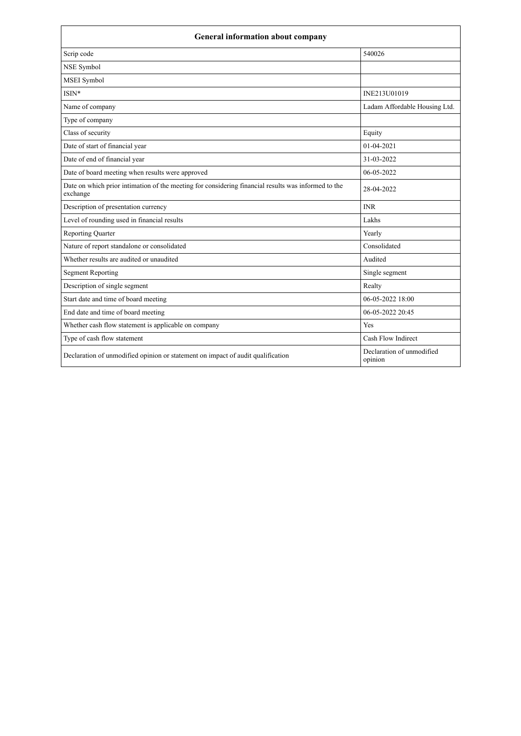| General information about company | |
|---|---|
| Scrip code | 540026 |
| NSE Symbol | |
| MSEI Symbol | |
| ISIN* | INE213U01019 |
| Name of company | Ladam Affordable Housing Ltd. |
| Type of company | |
| Class of security | Equity |
| Date of start of financial year | 01-04-2021 |
| Date of end of financial year | 31-03-2022 |
| Date of board meeting when results were approved | 06-05-2022 |
| Date on which prior intimation of the meeting for considering financial results was informed to the exchange | 28-04-2022 |
| Description of presentation currency | INR |
| Level of rounding used in financial results | Lakhs |
| Reporting Quarter | Yearly |
| Nature of report standalone or consolidated | Consolidated |
| Whether results are audited or unaudited | Audited |
| Segment Reporting | Single segment |
| Description of single segment | Realty |
| Start date and time of board meeting | 06-05-2022 18:00 |
| End date and time of board meeting | 06-05-2022 20:45 |
| Whether cash flow statement is applicable on company | Yes |
| Type of cash flow statement | Cash Flow Indirect |
| Declaration of unmodified opinion or statement on impact of audit qualification | Declaration of unmodified opinion |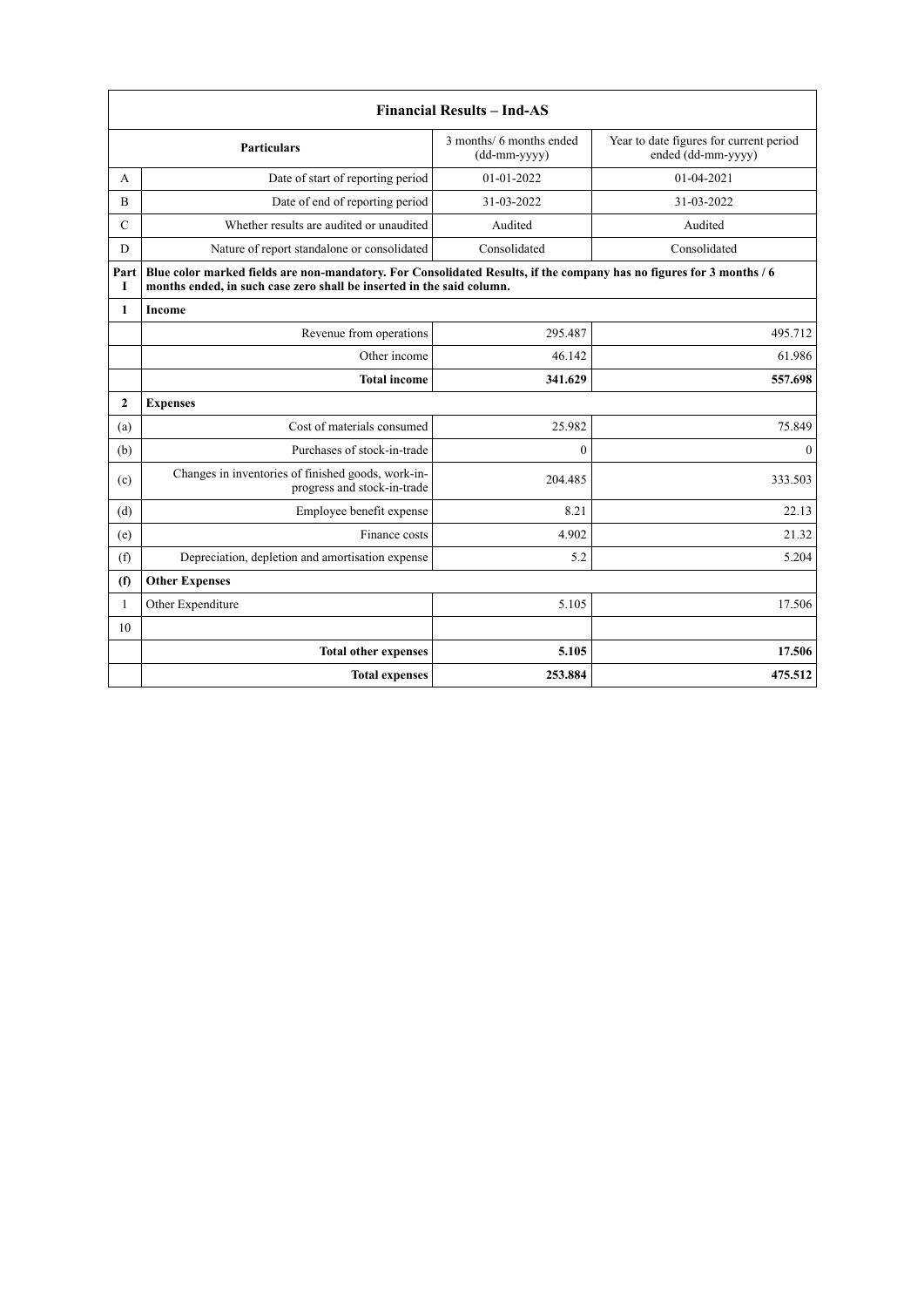| Financial Results – Ind-AS | | | |
|---|---|---|---|
| | Particulars | 3 months/ 6 months ended (dd-mm-yyyy) | Year to date figures for current period ended (dd-mm-yyyy) |
| A | Date of start of reporting period | 01-01-2022 | 01-04-2021 |
| B | Date of end of reporting period | 31-03-2022 | 31-03-2022 |
| C | Whether results are audited or unaudited | Audited | Audited |
| D | Nature of report standalone or consolidated | Consolidated | Consolidated |
| **Part I** | **Blue color marked fields are non-mandatory. For Consolidated Results, if the company has no figures for 3 months / 6 months ended, in such case zero shall be inserted in the said column.** | | |
| **1** | **Income** | | |
| | Revenue from operations | 295.487 | 495.712 |
| | Other income | 46.142 | 61.986 |
| | **Total income** | **341.629** | **557.698** |
| **2** | **Expenses** | | |
| (a) | Cost of materials consumed | 25.982 | 75.849 |
| (b) | Purchases of stock-in-trade | 0 | 0 |
| (c) | Changes in inventories of finished goods, work-in-progress and stock-in-trade | 204.485 | 333.503 |
| (d) | Employee benefit expense | 8.21 | 22.13 |
| (e) | Finance costs | 4.902 | 21.32 |
| (f) | Depreciation, depletion and amortisation expense | 5.2 | 5.204 |
| **(f)** | **Other Expenses** | | |
| 1 | Other Expenditure | 5.105 | 17.506 |
| 10 | | | |
| | **Total other expenses** | **5.105** | **17.506** |
| | **Total expenses** | **253.884** | **475.512** |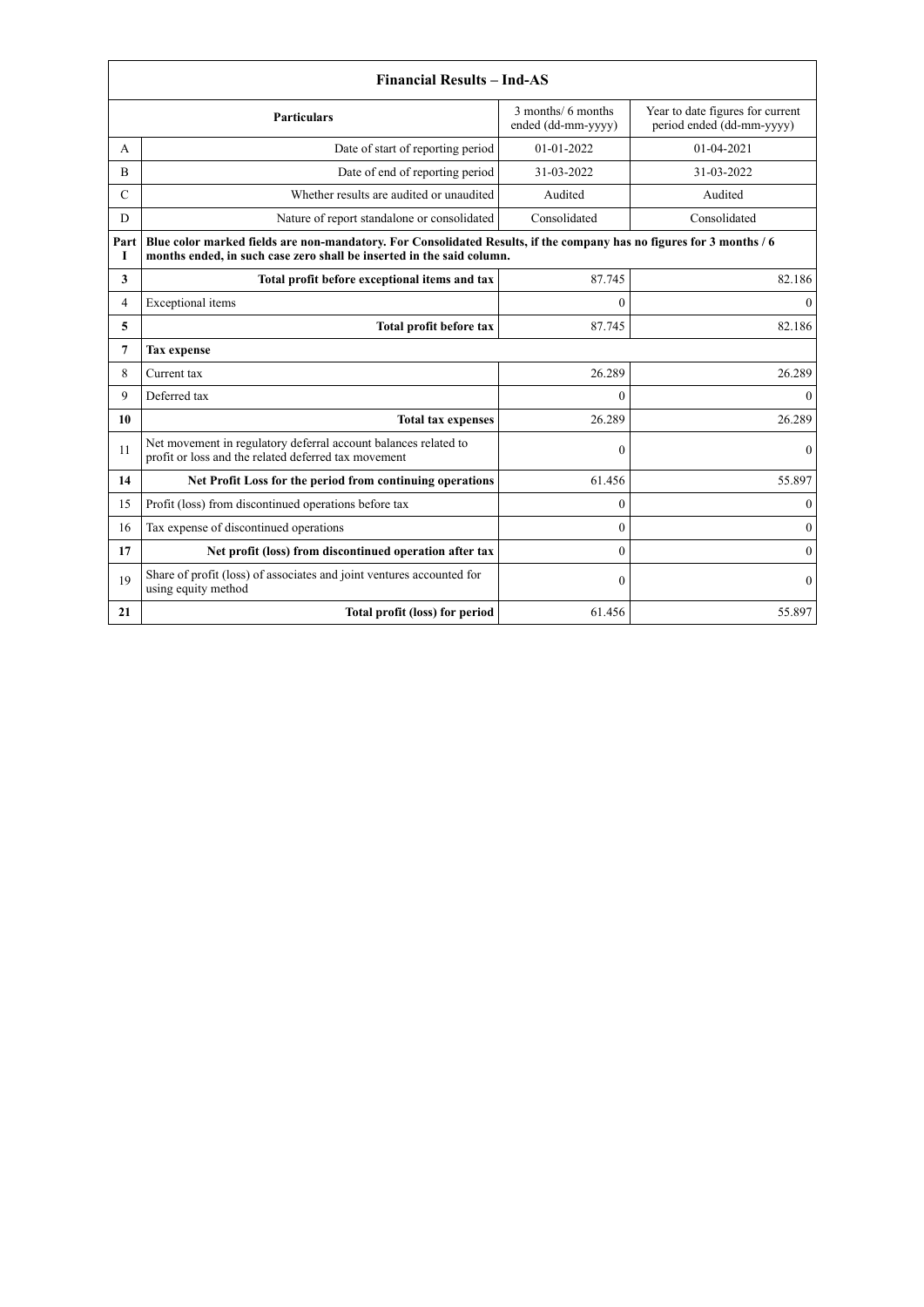| Financial Results – Ind-AS | | | |
|---|---|---|---|
| | **Particulars** | 3 months/ 6 months ended (dd-mm-yyyy) | Year to date figures for current period ended (dd-mm-yyyy) |
| A | Date of start of reporting period | 01-01-2022 | 01-04-2021 |
| B | Date of end of reporting period | 31-03-2022 | 31-03-2022 |
| C | Whether results are audited or unaudited | Audited | Audited |
| D | Nature of report standalone or consolidated | Consolidated | Consolidated |
| **Part I** | **Blue color marked fields are non-mandatory. For Consolidated Results, if the company has no figures for 3 months / 6 months ended, in such case zero shall be inserted in the said column.** | | |
| **3** | **Total profit before exceptional items and tax** | 87.745 | 82.186 |
| 4 | Exceptional items | 0 | 0 |
| **5** | **Total profit before tax** | 87.745 | 82.186 |
| **7** | **Tax expense** | | |
| 8 | Current tax | 26.289 | 26.289 |
| 9 | Deferred tax | 0 | 0 |
| **10** | **Total tax expenses** | 26.289 | 26.289 |
| 11 | Net movement in regulatory deferral account balances related to profit or loss and the related deferred tax movement | 0 | 0 |
| **14** | **Net Profit Loss for the period from continuing operations** | 61.456 | 55.897 |
| 15 | Profit (loss) from discontinued operations before tax | 0 | 0 |
| 16 | Tax expense of discontinued operations | 0 | 0 |
| **17** | **Net profit (loss) from discontinued operation after tax** | 0 | 0 |
| 19 | Share of profit (loss) of associates and joint ventures accounted for using equity method | 0 | 0 |
| **21** | **Total profit (loss) for period** | 61.456 | 55.897 |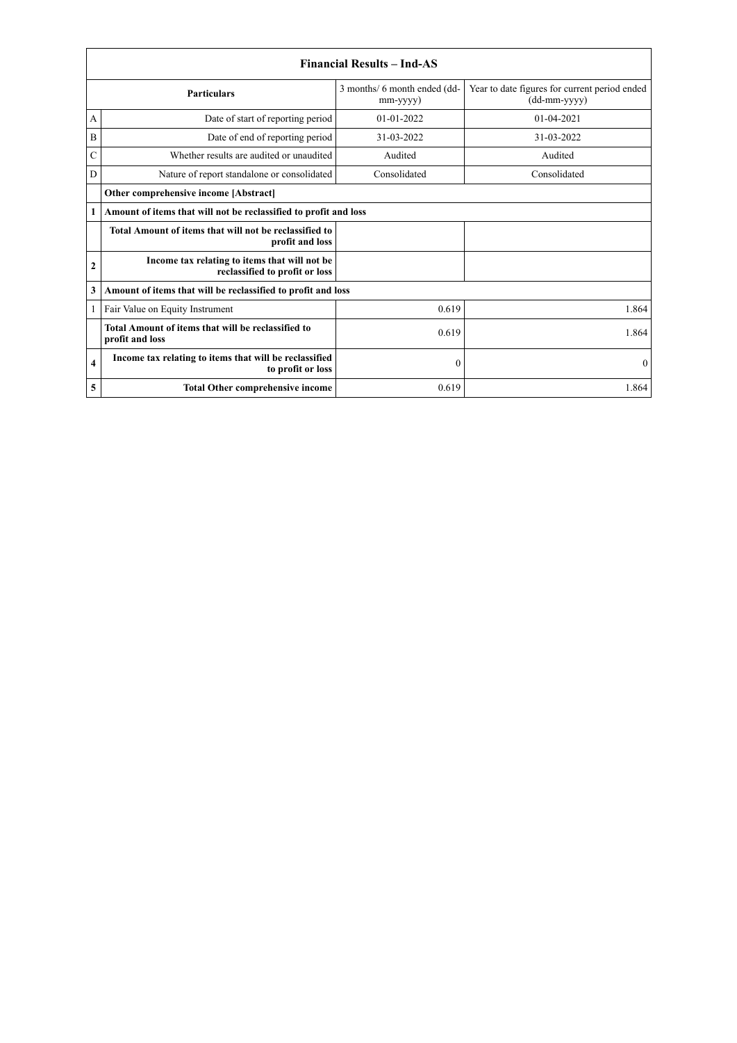| Financial Results – Ind-AS | | | |
|---|---|---|---|
| | **Particulars** | 3 months/ 6 month ended (dd-mm-yyyy) | Year to date figures for current period ended (dd-mm-yyyy) |
| A | Date of start of reporting period | 01-01-2022 | 01-04-2021 |
| B | Date of end of reporting period | 31-03-2022 | 31-03-2022 |
| C | Whether results are audited or unaudited | Audited | Audited |
| D | Nature of report standalone or consolidated | Consolidated | Consolidated |
| | **Other comprehensive income [Abstract]** | | |
| **1** | **Amount of items that will not be reclassified to profit and loss** | | |
| | **Total Amount of items that will not be reclassified to profit and loss** | | |
| **2** | **Income tax relating to items that will not be reclassified to profit or loss** | | |
| **3** | **Amount of items that will be reclassified to profit and loss** | | |
| 1 | Fair Value on Equity Instrument | 0.619 | 1.864 |
| | **Total Amount of items that will be reclassified to profit and loss** | 0.619 | 1.864 |
| **4** | **Income tax relating to items that will be reclassified to profit or loss** | 0 | 0 |
| **5** | **Total Other comprehensive income** | 0.619 | 1.864 |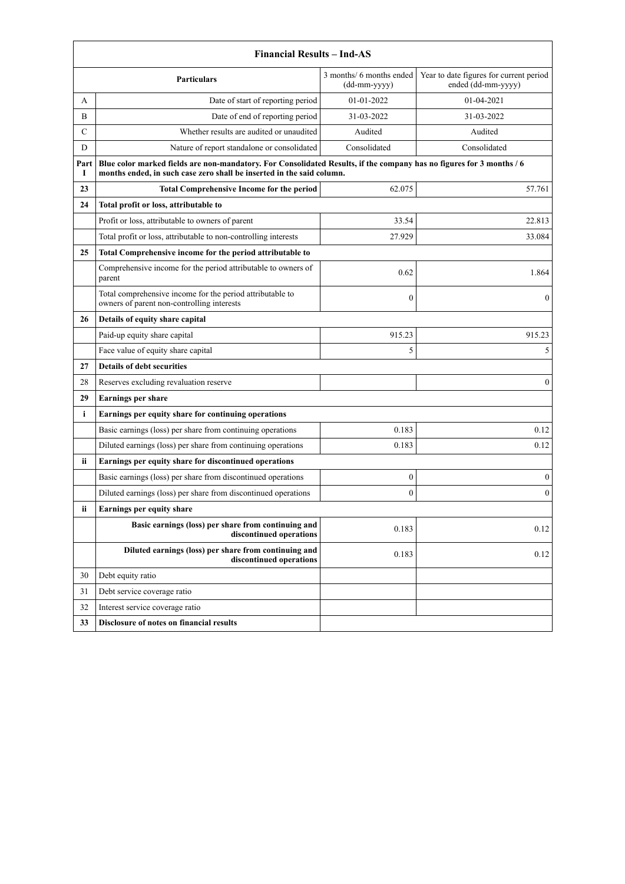| Financial Results – Ind-AS | | | |
|---|---|---|---|
| | **Particulars** | 3 months/ 6 months ended (dd-mm-yyyy) | Year to date figures for current period ended (dd-mm-yyyy) |
| A | Date of start of reporting period | 01-01-2022 | 01-04-2021 |
| B | Date of end of reporting period | 31-03-2022 | 31-03-2022 |
| C | Whether results are audited or unaudited | Audited | Audited |
| D | Nature of report standalone or consolidated | Consolidated | Consolidated |
| Part I | **Blue color marked fields are non-mandatory. For Consolidated Results, if the company has no figures for 3 months / 6 months ended, in such case zero shall be inserted in the said column.** | | |
| **23** | **Total Comprehensive Income for the period** | 62.075 | 57.761 |
| **24** | **Total profit or loss, attributable to** | | |
| | Profit or loss, attributable to owners of parent | 33.54 | 22.813 |
| | Total profit or loss, attributable to non-controlling interests | 27.929 | 33.084 |
| **25** | **Total Comprehensive income for the period attributable to** | | |
| | Comprehensive income for the period attributable to owners of parent | 0.62 | 1.864 |
| | Total comprehensive income for the period attributable to owners of parent non-controlling interests | 0 | 0 |
| **26** | **Details of equity share capital** | | |
| | Paid-up equity share capital | 915.23 | 915.23 |
| | Face value of equity share capital | 5 | 5 |
| **27** | **Details of debt securities** | | |
| 28 | Reserves excluding revaluation reserve | | 0 |
| **29** | **Earnings per share** | | |
| **i** | **Earnings per equity share for continuing operations** | | |
| | Basic earnings (loss) per share from continuing operations | 0.183 | 0.12 |
| | Diluted earnings (loss) per share from continuing operations | 0.183 | 0.12 |
| **ii** | **Earnings per equity share for discontinued operations** | | |
| | Basic earnings (loss) per share from discontinued operations | 0 | 0 |
| | Diluted earnings (loss) per share from discontinued operations | 0 | 0 |
| **ii** | **Earnings per equity share** | | |
| | **Basic earnings (loss) per share from continuing and discontinued operations** | 0.183 | 0.12 |
| | **Diluted earnings (loss) per share from continuing and discontinued operations** | 0.183 | 0.12 |
| 30 | Debt equity ratio | | |
| 31 | Debt service coverage ratio | | |
| 32 | Interest service coverage ratio | | |
| **33** | **Disclosure of notes on financial results** | | |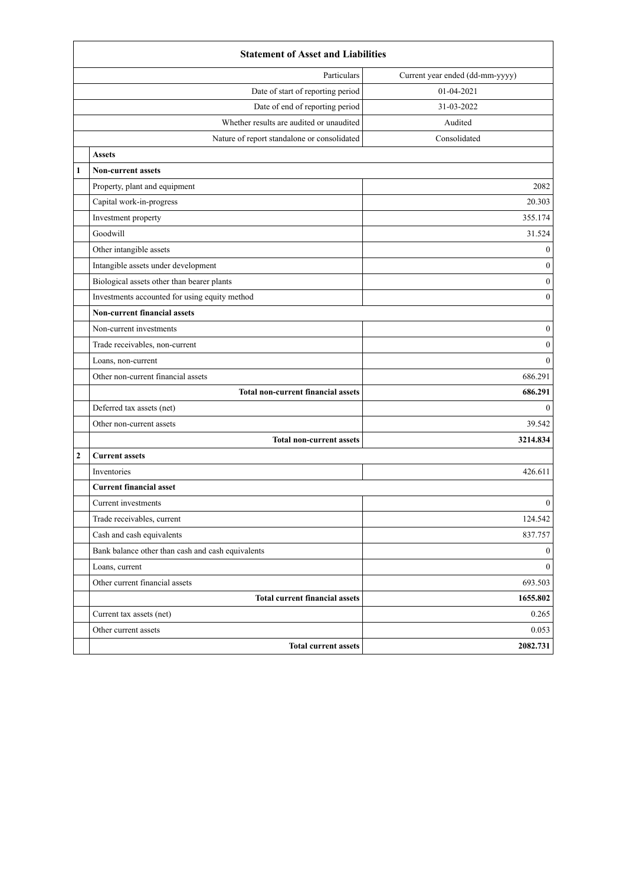| | Statement of Asset and Liabilities | |
|---|---|---|
| | Particulars | Current year ended (dd-mm-yyyy) |
| | Date of start of reporting period | 01-04-2021 |
| | Date of end of reporting period | 31-03-2022 |
| | Whether results are audited or unaudited | Audited |
| | Nature of report standalone or consolidated | Consolidated |
| | **Assets** | |
| **1** | **Non-current assets** | |
| | Property, plant and equipment | 2082 |
| | Capital work-in-progress | 20.303 |
| | Investment property | 355.174 |
| | Goodwill | 31.524 |
| | Other intangible assets | 0 |
| | Intangible assets under development | 0 |
| | Biological assets other than bearer plants | 0 |
| | Investments accounted for using equity method | 0 |
| | **Non-current financial assets** | |
| | Non-current investments | 0 |
| | Trade receivables, non-current | 0 |
| | Loans, non-current | 0 |
| | Other non-current financial assets | 686.291 |
| | **Total non-current financial assets** | **686.291** |
| | Deferred tax assets (net) | 0 |
| | Other non-current assets | 39.542 |
| | **Total non-current assets** | **3214.834** |
| **2** | **Current assets** | |
| | Inventories | 426.611 |
| | **Current financial asset** | |
| | Current investments | 0 |
| | Trade receivables, current | 124.542 |
| | Cash and cash equivalents | 837.757 |
| | Bank balance other than cash and cash equivalents | 0 |
| | Loans, current | 0 |
| | Other current financial assets | 693.503 |
| | **Total current financial assets** | **1655.802** |
| | Current tax assets (net) | 0.265 |
| | Other current assets | 0.053 |
| | **Total current assets** | **2082.731** |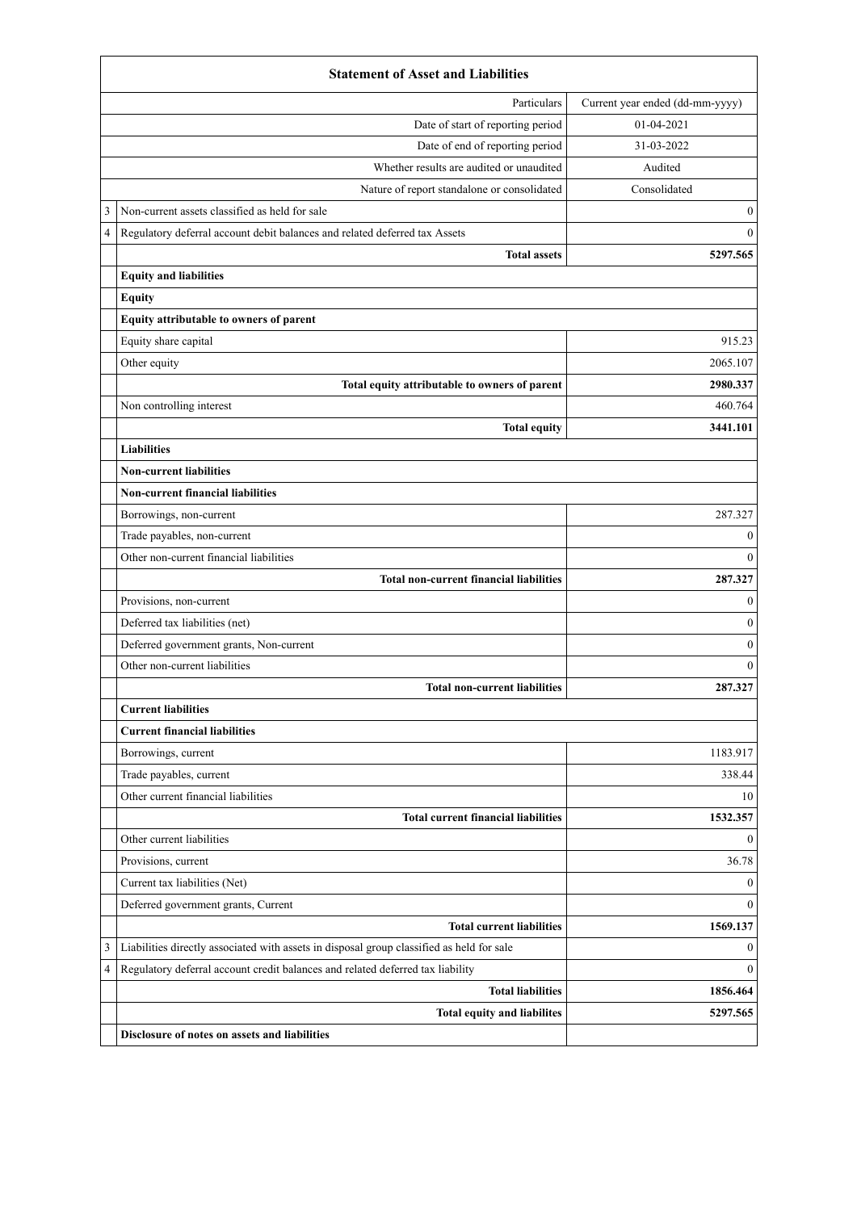| | Statement of Asset and Liabilities | |
|---|---|---|
| | Particulars | Current year ended (dd-mm-yyyy) |
| | Date of start of reporting period | 01-04-2021 |
| | Date of end of reporting period | 31-03-2022 |
| | Whether results are audited or unaudited | Audited |
| | Nature of report standalone or consolidated | Consolidated |
| 3 | Non-current assets classified as held for sale | 0 |
| 4 | Regulatory deferral account debit balances and related deferred tax Assets | 0 |
| | **Total assets** | **5297.565** |
| | **Equity and liabilities** | |
| | **Equity** | |
| | **Equity attributable to owners of parent** | |
| | Equity share capital | 915.23 |
| | Other equity | 2065.107 |
| | **Total equity attributable to owners of parent** | **2980.337** |
| | Non controlling interest | 460.764 |
| | **Total equity** | **3441.101** |
| | **Liabilities** | |
| | **Non-current liabilities** | |
| | **Non-current financial liabilities** | |
| | Borrowings, non-current | 287.327 |
| | Trade payables, non-current | 0 |
| | Other non-current financial liabilities | 0 |
| | **Total non-current financial liabilities** | **287.327** |
| | Provisions, non-current | 0 |
| | Deferred tax liabilities (net) | 0 |
| | Deferred government grants, Non-current | 0 |
| | Other non-current liabilities | 0 |
| | **Total non-current liabilities** | **287.327** |
| | **Current liabilities** | |
| | **Current financial liabilities** | |
| | Borrowings, current | 1183.917 |
| | Trade payables, current | 338.44 |
| | Other current financial liabilities | 10 |
| | **Total current financial liabilities** | **1532.357** |
| | Other current liabilities | 0 |
| | Provisions, current | 36.78 |
| | Current tax liabilities (Net) | 0 |
| | Deferred government grants, Current | 0 |
| | **Total current liabilities** | **1569.137** |
| 3 | Liabilities directly associated with assets in disposal group classified as held for sale | 0 |
| 4 | Regulatory deferral account credit balances and related deferred tax liability | 0 |
| | **Total liabilities** | **1856.464** |
| | **Total equity and liabilites** | **5297.565** |
| | **Disclosure of notes on assets and liabilities** | |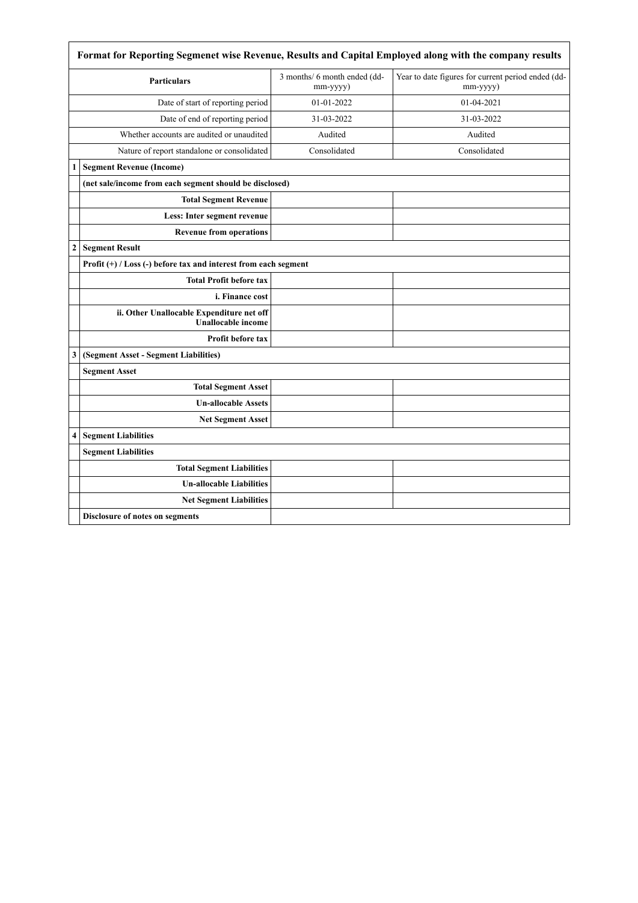| | Format for Reporting Segmenet wise Revenue, Results and Capital Employed along with the company results | | |
|---|---|---|---|
| | **Particulars** | 3 months/ 6 month ended (dd-mm-yyyy) | Year to date figures for current period ended (dd-mm-yyyy) |
| | Date of start of reporting period | 01-01-2022 | 01-04-2021 |
| | Date of end of reporting period | 31-03-2022 | 31-03-2022 |
| | Whether accounts are audited or unaudited | Audited | Audited |
| | Nature of report standalone or consolidated | Consolidated | Consolidated |
| **1** | **Segment Revenue (Income)** | | |
| | **(net sale/income from each segment should be disclosed)** | | |
| | **Total Segment Revenue** | | |
| | **Less: Inter segment revenue** | | |
| | **Revenue from operations** | | |
| **2** | **Segment Result** | | |
| | **Profit (+) / Loss (-) before tax and interest from each segment** | | |
| | **Total Profit before tax** | | |
| | **i. Finance cost** | | |
| | **ii. Other Unallocable Expenditure net off Unallocable income** | | |
| | **Profit before tax** | | |
| **3** | **(Segment Asset - Segment Liabilities)** | | |
| | **Segment Asset** | | |
| | **Total Segment Asset** | | |
| | **Un-allocable Assets** | | |
| | **Net Segment Asset** | | |
| **4** | **Segment Liabilities** | | |
| | **Segment Liabilities** | | |
| | **Total Segment Liabilities** | | |
| | **Un-allocable Liabilities** | | |
| | **Net Segment Liabilities** | | |
| | **Disclosure of notes on segments** | | |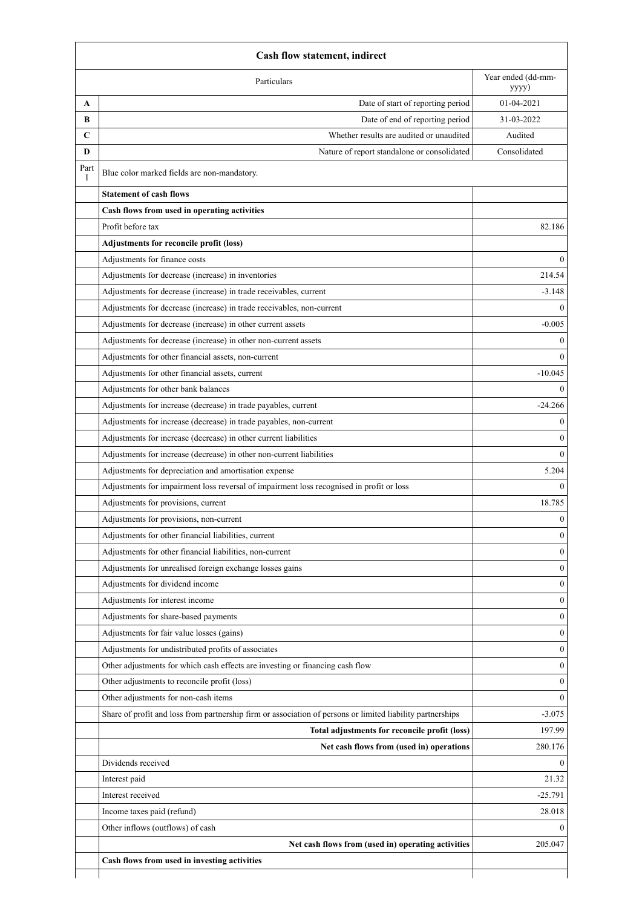| Cash flow statement, indirect | | |
|---|---|---|
| | Particulars | Year ended (dd-mm-yyyy) |
| A | Date of start of reporting period | 01-04-2021 |
| B | Date of end of reporting period | 31-03-2022 |
| C | Whether results are audited or unaudited | Audited |
| D | Nature of report standalone or consolidated | Consolidated |
| Part I | Blue color marked fields are non-mandatory. | |
| | **Statement of cash flows** | |
| | **Cash flows from used in operating activities** | |
| | Profit before tax | 82.186 |
| | **Adjustments for reconcile profit (loss)** | |
| | Adjustments for finance costs | 0 |
| | Adjustments for decrease (increase) in inventories | 214.54 |
| | Adjustments for decrease (increase) in trade receivables, current | -3.148 |
| | Adjustments for decrease (increase) in trade receivables, non-current | 0 |
| | Adjustments for decrease (increase) in other current assets | -0.005 |
| | Adjustments for decrease (increase) in other non-current assets | 0 |
| | Adjustments for other financial assets, non-current | 0 |
| | Adjustments for other financial assets, current | -10.045 |
| | Adjustments for other bank balances | 0 |
| | Adjustments for increase (decrease) in trade payables, current | -24.266 |
| | Adjustments for increase (decrease) in trade payables, non-current | 0 |
| | Adjustments for increase (decrease) in other current liabilities | 0 |
| | Adjustments for increase (decrease) in other non-current liabilities | 0 |
| | Adjustments for depreciation and amortisation expense | 5.204 |
| | Adjustments for impairment loss reversal of impairment loss recognised in profit or loss | 0 |
| | Adjustments for provisions, current | 18.785 |
| | Adjustments for provisions, non-current | 0 |
| | Adjustments for other financial liabilities, current | 0 |
| | Adjustments for other financial liabilities, non-current | 0 |
| | Adjustments for unrealised foreign exchange losses gains | 0 |
| | Adjustments for dividend income | 0 |
| | Adjustments for interest income | 0 |
| | Adjustments for share-based payments | 0 |
| | Adjustments for fair value losses (gains) | 0 |
| | Adjustments for undistributed profits of associates | 0 |
| | Other adjustments for which cash effects are investing or financing cash flow | 0 |
| | Other adjustments to reconcile profit (loss) | 0 |
| | Other adjustments for non-cash items | 0 |
| | Share of profit and loss from partnership firm or association of persons or limited liability partnerships | -3.075 |
| | **Total adjustments for reconcile profit (loss)** | 197.99 |
| | **Net cash flows from (used in) operations** | 280.176 |
| | Dividends received | 0 |
| | Interest paid | 21.32 |
| | Interest received | -25.791 |
| | Income taxes paid (refund) | 28.018 |
| | Other inflows (outflows) of cash | 0 |
| | **Net cash flows from (used in) operating activities** | 205.047 |
| | **Cash flows from used in investing activities** | |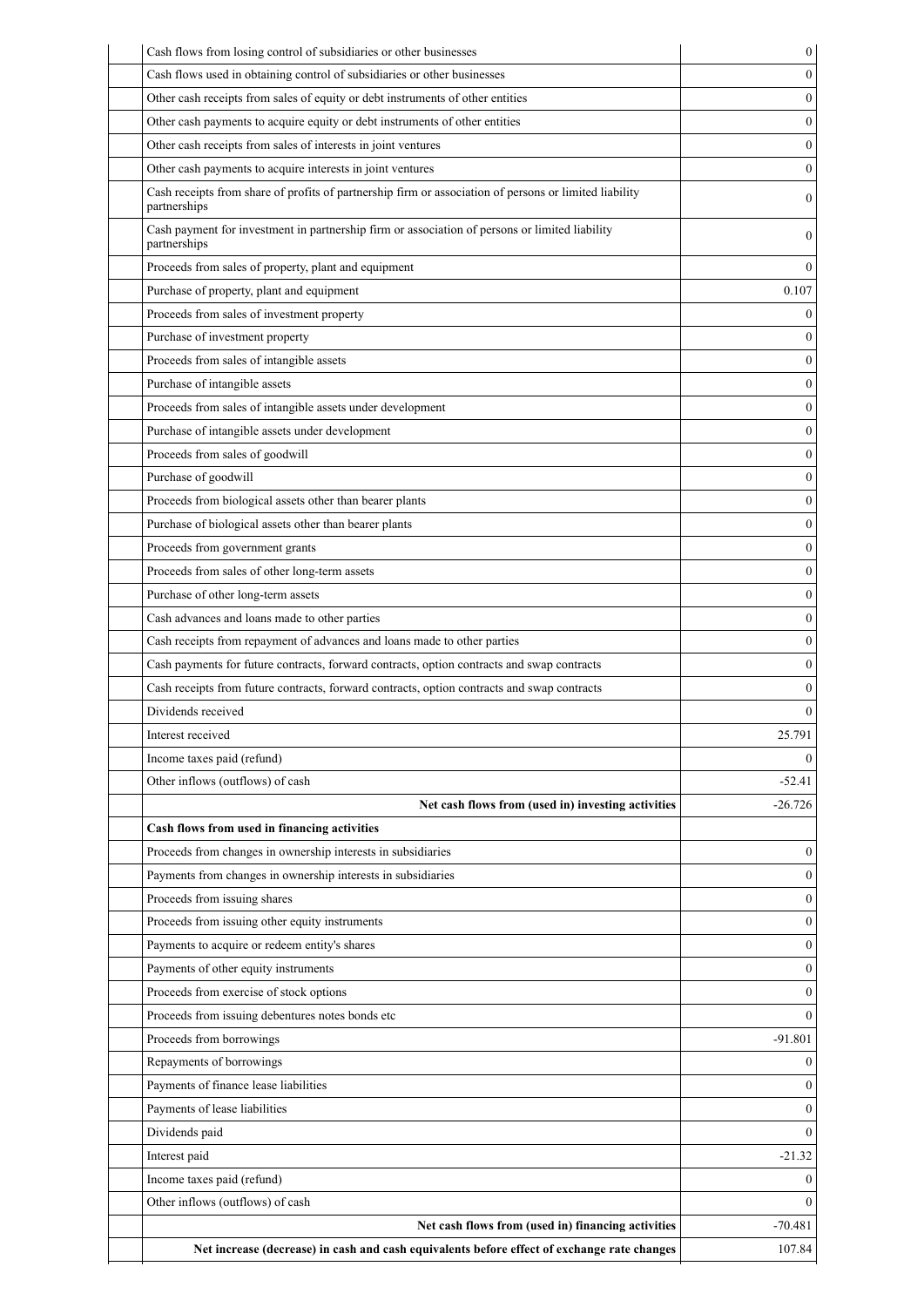| | |
|---|---|
| Cash flows from losing control of subsidiaries or other businesses | 0 |
| Cash flows used in obtaining control of subsidiaries or other businesses | 0 |
| Other cash receipts from sales of equity or debt instruments of other entities | 0 |
| Other cash payments to acquire equity or debt instruments of other entities | 0 |
| Other cash receipts from sales of interests in joint ventures | 0 |
| Other cash payments to acquire interests in joint ventures | 0 |
| Cash receipts from share of profits of partnership firm or association of persons or limited liability partnerships | 0 |
| Cash payment for investment in partnership firm or association of persons or limited liability partnerships | 0 |
| Proceeds from sales of property, plant and equipment | 0 |
| Purchase of property, plant and equipment | 0.107 |
| Proceeds from sales of investment property | 0 |
| Purchase of investment property | 0 |
| Proceeds from sales of intangible assets | 0 |
| Purchase of intangible assets | 0 |
| Proceeds from sales of intangible assets under development | 0 |
| Purchase of intangible assets under development | 0 |
| Proceeds from sales of goodwill | 0 |
| Purchase of goodwill | 0 |
| Proceeds from biological assets other than bearer plants | 0 |
| Purchase of biological assets other than bearer plants | 0 |
| Proceeds from government grants | 0 |
| Proceeds from sales of other long-term assets | 0 |
| Purchase of other long-term assets | 0 |
| Cash advances and loans made to other parties | 0 |
| Cash receipts from repayment of advances and loans made to other parties | 0 |
| Cash payments for future contracts, forward contracts, option contracts and swap contracts | 0 |
| Cash receipts from future contracts, forward contracts, option contracts and swap contracts | 0 |
| Dividends received | 0 |
| Interest received | 25.791 |
| Income taxes paid (refund) | 0 |
| Other inflows (outflows) of cash | -52.41 |
| **Net cash flows from (used in) investing activities** | -26.726 |
| **Cash flows from used in financing activities** | |
| Proceeds from changes in ownership interests in subsidiaries | 0 |
| Payments from changes in ownership interests in subsidiaries | 0 |
| Proceeds from issuing shares | 0 |
| Proceeds from issuing other equity instruments | 0 |
| Payments to acquire or redeem entity's shares | 0 |
| Payments of other equity instruments | 0 |
| Proceeds from exercise of stock options | 0 |
| Proceeds from issuing debentures notes bonds etc | 0 |
| Proceeds from borrowings | -91.801 |
| Repayments of borrowings | 0 |
| Payments of finance lease liabilities | 0 |
| Payments of lease liabilities | 0 |
| Dividends paid | 0 |
| Interest paid | -21.32 |
| Income taxes paid (refund) | 0 |
| Other inflows (outflows) of cash | 0 |
| **Net cash flows from (used in) financing activities** | -70.481 |
| **Net increase (decrease) in cash and cash equivalents before effect of exchange rate changes** | 107.84 |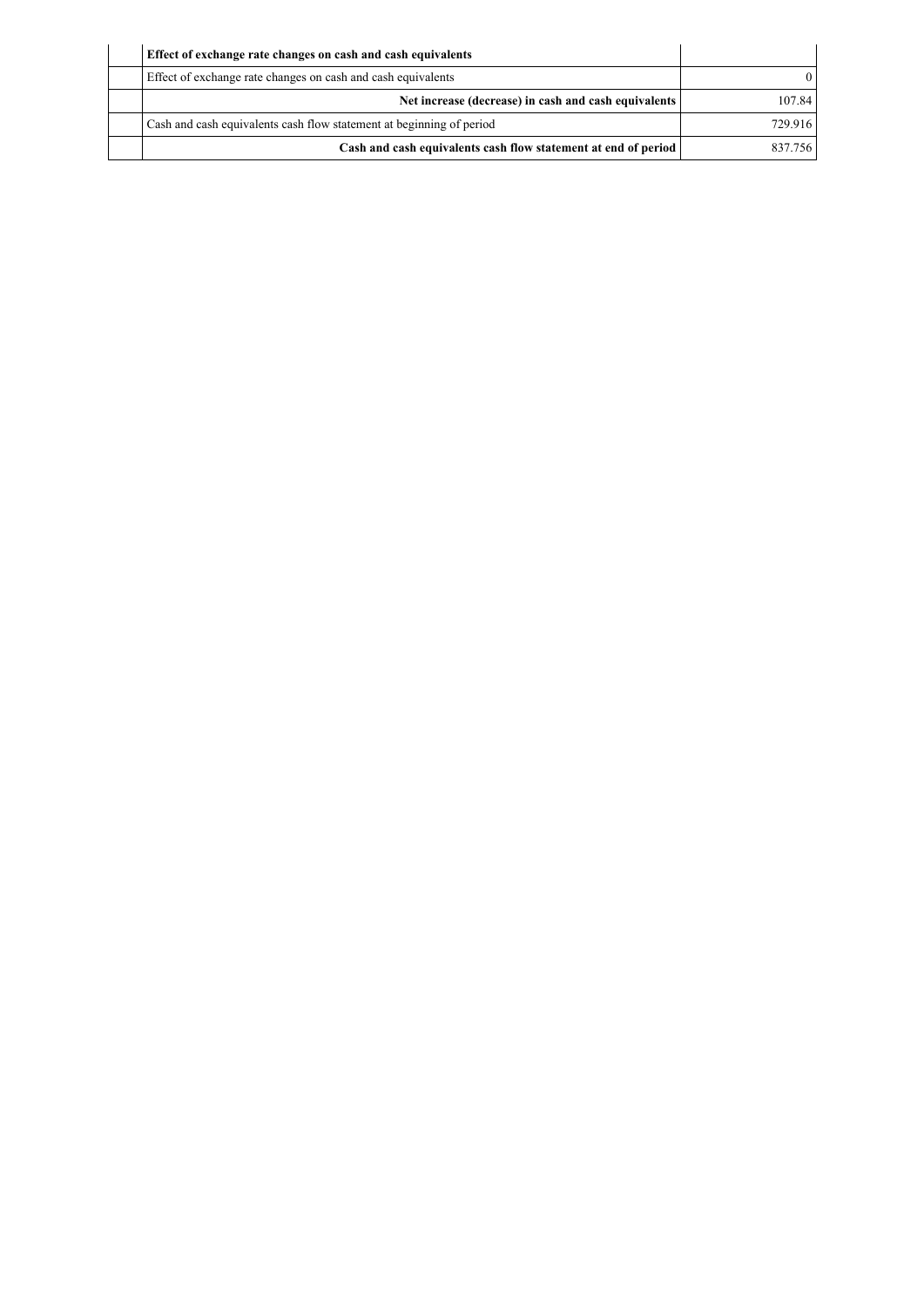| | | |
|---|---|---|
| | **Effect of exchange rate changes on cash and cash equivalents** | |
| | Effect of exchange rate changes on cash and cash equivalents | 0 |
| | **Net increase (decrease) in cash and cash equivalents** | 107.84 |
| | Cash and cash equivalents cash flow statement at beginning of period | 729.916 |
| | **Cash and cash equivalents cash flow statement at end of period** | 837.756 |